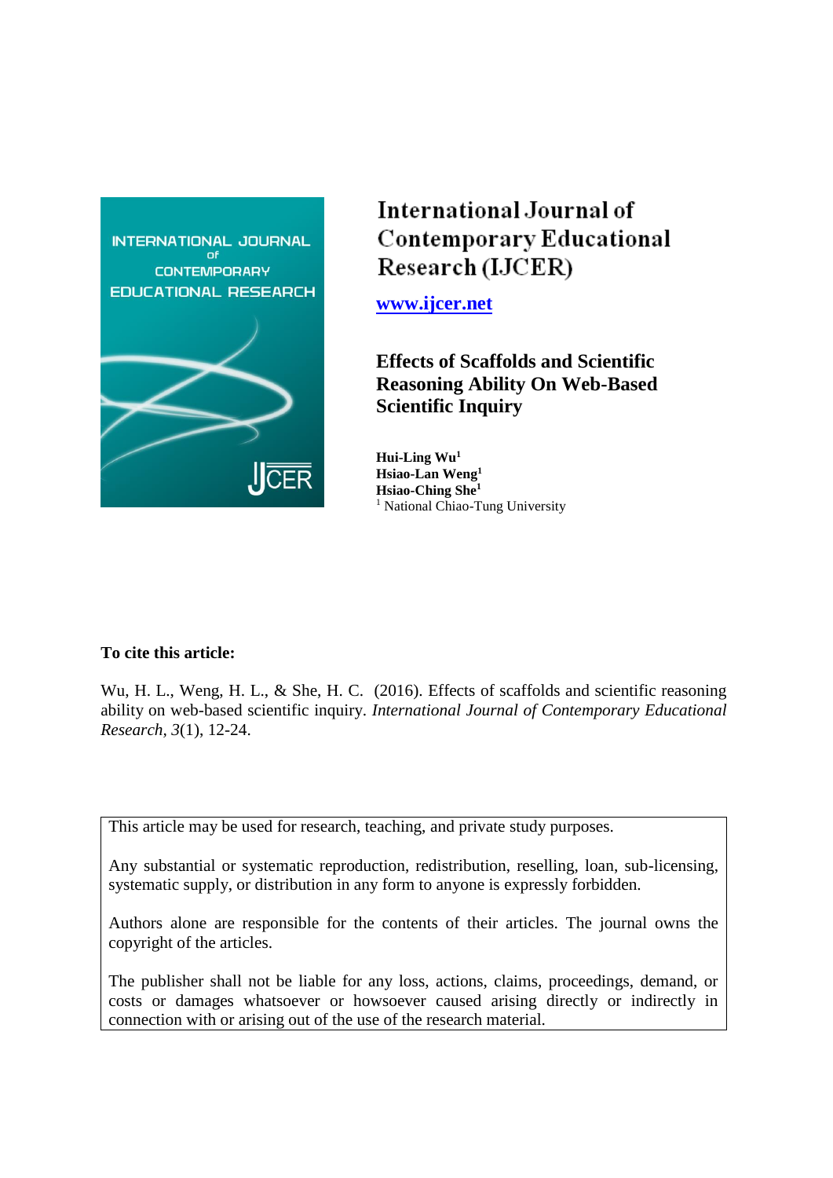# International Journal of Contemporary Educational Research (IJCER)

**www.ijcer.net**

## Effects of Scaffolds and Scientific Reasoning Ability On Web-Based Scientific Inquiry

**Hui-Ling Wu**[1]
**Hsiao-Lan Weng**[1]
**Hsiao-Ching She**[1]
[1] National Chiao-Tung University

**To cite this article:**

Wu, H. L., Weng, H. L., & She, H. C. (2016). Effects of scaffolds and scientific reasoning ability on web-based scientific inquiry. *International Journal of Contemporary Educational Research*, *3*(1), 12-24.

This article may be used for research, teaching, and private study purposes.

Any substantial or systematic reproduction, redistribution, reselling, loan, sub-licensing, systematic supply, or distribution in any form to anyone is expressly forbidden.

Authors alone are responsible for the contents of their articles. The journal owns the copyright of the articles.

The publisher shall not be liable for any loss, actions, claims, proceedings, demand, or costs or damages whatsoever or howsoever caused arising directly or indirectly in connection with or arising out of the use of the research material.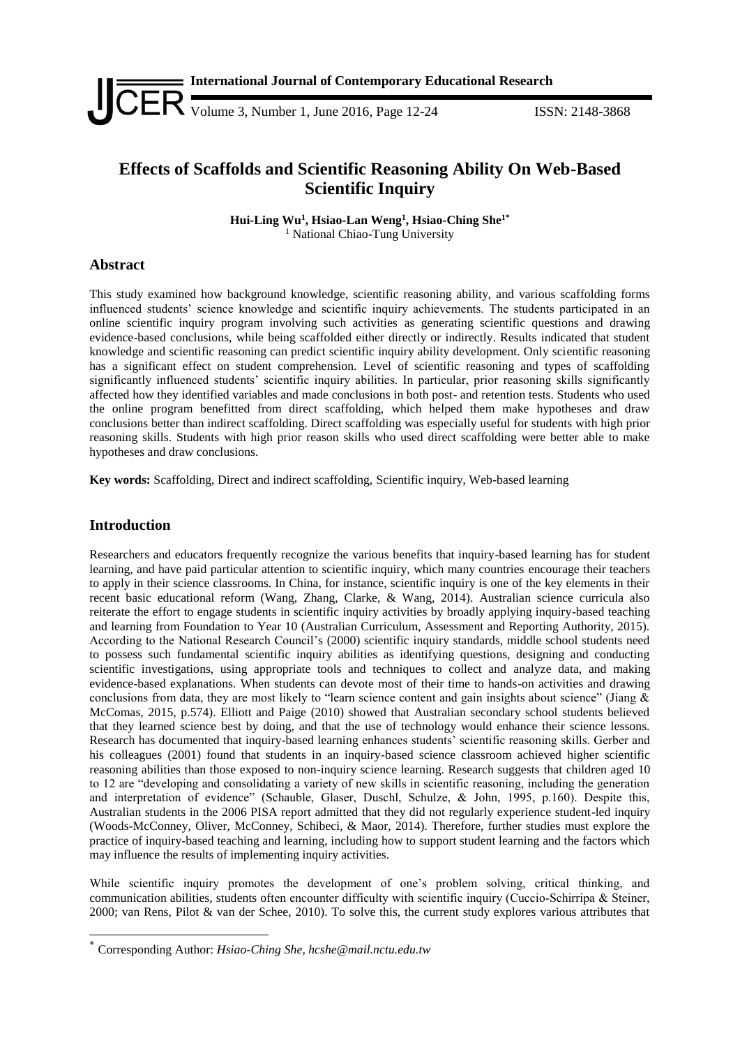# Effects of Scaffolds and Scientific Reasoning Ability On Web-Based Scientific Inquiry

**Hui-Ling Wu[1], Hsiao-Lan Weng[1], Hsiao-Ching She[1*]**
[1] National Chiao-Tung University

## Abstract

This study examined how background knowledge, scientific reasoning ability, and various scaffolding forms influenced students' science knowledge and scientific inquiry achievements. The students participated in an online scientific inquiry program involving such activities as generating scientific questions and drawing evidence-based conclusions, while being scaffolded either directly or indirectly. Results indicated that student knowledge and scientific reasoning can predict scientific inquiry ability development. Only scientific reasoning has a significant effect on student comprehension. Level of scientific reasoning and types of scaffolding significantly influenced students' scientific inquiry abilities. In particular, prior reasoning skills significantly affected how they identified variables and made conclusions in both post- and retention tests. Students who used the online program benefitted from direct scaffolding, which helped them make hypotheses and draw conclusions better than indirect scaffolding. Direct scaffolding was especially useful for students with high prior reasoning skills. Students with high prior reason skills who used direct scaffolding were better able to make hypotheses and draw conclusions.

**Key words:** Scaffolding, Direct and indirect scaffolding, Scientific inquiry, Web-based learning

## Introduction

Researchers and educators frequently recognize the various benefits that inquiry-based learning has for student learning, and have paid particular attention to scientific inquiry, which many countries encourage their teachers to apply in their science classrooms. In China, for instance, scientific inquiry is one of the key elements in their recent basic educational reform (Wang, Zhang, Clarke, & Wang, 2014). Australian science curricula also reiterate the effort to engage students in scientific inquiry activities by broadly applying inquiry-based teaching and learning from Foundation to Year 10 (Australian Curriculum, Assessment and Reporting Authority, 2015). According to the National Research Council's (2000) scientific inquiry standards, middle school students need to possess such fundamental scientific inquiry abilities as identifying questions, designing and conducting scientific investigations, using appropriate tools and techniques to collect and analyze data, and making evidence-based explanations. When students can devote most of their time to hands-on activities and drawing conclusions from data, they are most likely to "learn science content and gain insights about science" (Jiang & McComas, 2015, p.574). Elliott and Paige (2010) showed that Australian secondary school students believed that they learned science best by doing, and that the use of technology would enhance their science lessons. Research has documented that inquiry-based learning enhances students' scientific reasoning skills. Gerber and his colleagues (2001) found that students in an inquiry-based science classroom achieved higher scientific reasoning abilities than those exposed to non-inquiry science learning. Research suggests that children aged 10 to 12 are "developing and consolidating a variety of new skills in scientific reasoning, including the generation and interpretation of evidence" (Schauble, Glaser, Duschl, Schulze, & John, 1995, p.160). Despite this, Australian students in the 2006 PISA report admitted that they did not regularly experience student-led inquiry (Woods-McConney, Oliver, McConney, Schibeci, & Maor, 2014). Therefore, further studies must explore the practice of inquiry-based teaching and learning, including how to support student learning and the factors which may influence the results of implementing inquiry activities.

While scientific inquiry promotes the development of one's problem solving, critical thinking, and communication abilities, students often encounter difficulty with scientific inquiry (Cuccio-Schirripa & Steiner, 2000; van Rens, Pilot & van der Schee, 2010). To solve this, the current study explores various attributes that

[*] Corresponding Author: *Hsiao-Ching She, hcshe@mail.nctu.edu.tw*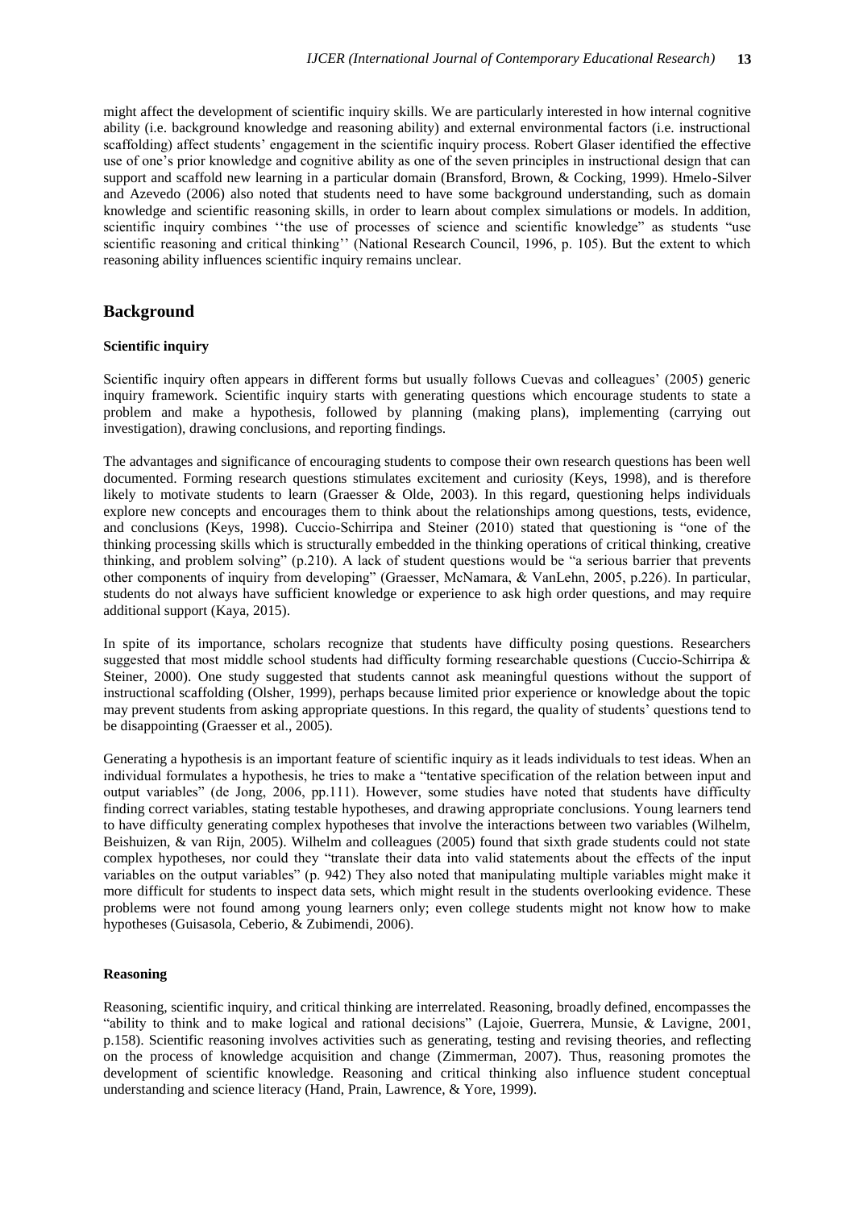might affect the development of scientific inquiry skills. We are particularly interested in how internal cognitive ability (i.e. background knowledge and reasoning ability) and external environmental factors (i.e. instructional scaffolding) affect students' engagement in the scientific inquiry process. Robert Glaser identified the effective use of one's prior knowledge and cognitive ability as one of the seven principles in instructional design that can support and scaffold new learning in a particular domain (Bransford, Brown, & Cocking, 1999). Hmelo-Silver and Azevedo (2006) also noted that students need to have some background understanding, such as domain knowledge and scientific reasoning skills, in order to learn about complex simulations or models. In addition, scientific inquiry combines ''the use of processes of science and scientific knowledge" as students "use scientific reasoning and critical thinking'' (National Research Council, 1996, p. 105). But the extent to which reasoning ability influences scientific inquiry remains unclear.

## Background

### Scientific inquiry

Scientific inquiry often appears in different forms but usually follows Cuevas and colleagues' (2005) generic inquiry framework. Scientific inquiry starts with generating questions which encourage students to state a problem and make a hypothesis, followed by planning (making plans), implementing (carrying out investigation), drawing conclusions, and reporting findings.

The advantages and significance of encouraging students to compose their own research questions has been well documented. Forming research questions stimulates excitement and curiosity (Keys, 1998), and is therefore likely to motivate students to learn (Graesser & Olde, 2003). In this regard, questioning helps individuals explore new concepts and encourages them to think about the relationships among questions, tests, evidence, and conclusions (Keys, 1998). Cuccio-Schirripa and Steiner (2010) stated that questioning is "one of the thinking processing skills which is structurally embedded in the thinking operations of critical thinking, creative thinking, and problem solving" (p.210). A lack of student questions would be "a serious barrier that prevents other components of inquiry from developing" (Graesser, McNamara, & VanLehn, 2005, p.226). In particular, students do not always have sufficient knowledge or experience to ask high order questions, and may require additional support (Kaya, 2015).

In spite of its importance, scholars recognize that students have difficulty posing questions. Researchers suggested that most middle school students had difficulty forming researchable questions (Cuccio-Schirripa & Steiner, 2000). One study suggested that students cannot ask meaningful questions without the support of instructional scaffolding (Olsher, 1999), perhaps because limited prior experience or knowledge about the topic may prevent students from asking appropriate questions. In this regard, the quality of students' questions tend to be disappointing (Graesser et al., 2005).

Generating a hypothesis is an important feature of scientific inquiry as it leads individuals to test ideas. When an individual formulates a hypothesis, he tries to make a "tentative specification of the relation between input and output variables" (de Jong, 2006, pp.111). However, some studies have noted that students have difficulty finding correct variables, stating testable hypotheses, and drawing appropriate conclusions. Young learners tend to have difficulty generating complex hypotheses that involve the interactions between two variables (Wilhelm, Beishuizen, & van Rijn, 2005). Wilhelm and colleagues (2005) found that sixth grade students could not state complex hypotheses, nor could they "translate their data into valid statements about the effects of the input variables on the output variables" (p. 942) They also noted that manipulating multiple variables might make it more difficult for students to inspect data sets, which might result in the students overlooking evidence. These problems were not found among young learners only; even college students might not know how to make hypotheses (Guisasola, Ceberio, & Zubimendi, 2006).

### Reasoning

Reasoning, scientific inquiry, and critical thinking are interrelated. Reasoning, broadly defined, encompasses the "ability to think and to make logical and rational decisions" (Lajoie, Guerrera, Munsie, & Lavigne, 2001, p.158). Scientific reasoning involves activities such as generating, testing and revising theories, and reflecting on the process of knowledge acquisition and change (Zimmerman, 2007). Thus, reasoning promotes the development of scientific knowledge. Reasoning and critical thinking also influence student conceptual understanding and science literacy (Hand, Prain, Lawrence, & Yore, 1999).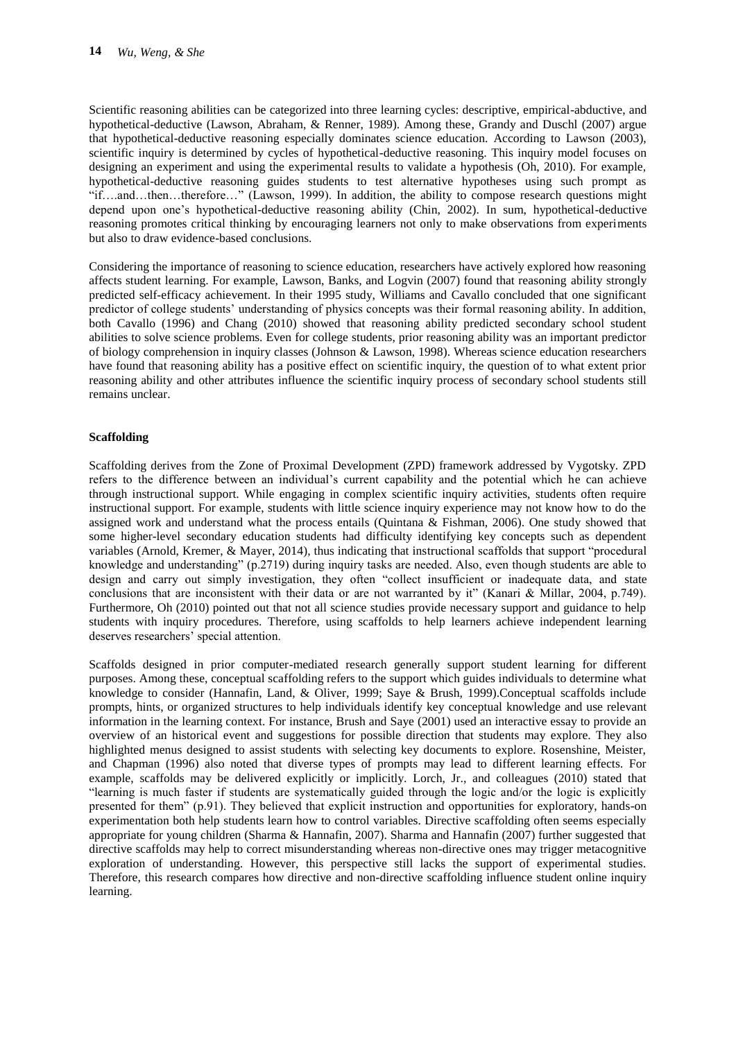Scientific reasoning abilities can be categorized into three learning cycles: descriptive, empirical-abductive, and hypothetical-deductive (Lawson, Abraham, & Renner, 1989). Among these, Grandy and Duschl (2007) argue that hypothetical-deductive reasoning especially dominates science education. According to Lawson (2003), scientific inquiry is determined by cycles of hypothetical-deductive reasoning. This inquiry model focuses on designing an experiment and using the experimental results to validate a hypothesis (Oh, 2010). For example, hypothetical-deductive reasoning guides students to test alternative hypotheses using such prompt as "if….and…then…therefore…" (Lawson, 1999). In addition, the ability to compose research questions might depend upon one's hypothetical-deductive reasoning ability (Chin, 2002). In sum, hypothetical-deductive reasoning promotes critical thinking by encouraging learners not only to make observations from experiments but also to draw evidence-based conclusions.

Considering the importance of reasoning to science education, researchers have actively explored how reasoning affects student learning. For example, Lawson, Banks, and Logvin (2007) found that reasoning ability strongly predicted self-efficacy achievement. In their 1995 study, Williams and Cavallo concluded that one significant predictor of college students' understanding of physics concepts was their formal reasoning ability. In addition, both Cavallo (1996) and Chang (2010) showed that reasoning ability predicted secondary school student abilities to solve science problems. Even for college students, prior reasoning ability was an important predictor of biology comprehension in inquiry classes (Johnson & Lawson, 1998). Whereas science education researchers have found that reasoning ability has a positive effect on scientific inquiry, the question of to what extent prior reasoning ability and other attributes influence the scientific inquiry process of secondary school students still remains unclear.

**Scaffolding**

Scaffolding derives from the Zone of Proximal Development (ZPD) framework addressed by Vygotsky. ZPD refers to the difference between an individual's current capability and the potential which he can achieve through instructional support. While engaging in complex scientific inquiry activities, students often require instructional support. For example, students with little science inquiry experience may not know how to do the assigned work and understand what the process entails (Quintana & Fishman, 2006). One study showed that some higher-level secondary education students had difficulty identifying key concepts such as dependent variables (Arnold, Kremer, & Mayer, 2014), thus indicating that instructional scaffolds that support "procedural knowledge and understanding" (p.2719) during inquiry tasks are needed. Also, even though students are able to design and carry out simply investigation, they often "collect insufficient or inadequate data, and state conclusions that are inconsistent with their data or are not warranted by it" (Kanari & Millar, 2004, p.749). Furthermore, Oh (2010) pointed out that not all science studies provide necessary support and guidance to help students with inquiry procedures. Therefore, using scaffolds to help learners achieve independent learning deserves researchers' special attention.

Scaffolds designed in prior computer-mediated research generally support student learning for different purposes. Among these, conceptual scaffolding refers to the support which guides individuals to determine what knowledge to consider (Hannafin, Land, & Oliver, 1999; Saye & Brush, 1999).Conceptual scaffolds include prompts, hints, or organized structures to help individuals identify key conceptual knowledge and use relevant information in the learning context. For instance, Brush and Saye (2001) used an interactive essay to provide an overview of an historical event and suggestions for possible direction that students may explore. They also highlighted menus designed to assist students with selecting key documents to explore. Rosenshine, Meister, and Chapman (1996) also noted that diverse types of prompts may lead to different learning effects. For example, scaffolds may be delivered explicitly or implicitly. Lorch, Jr., and colleagues (2010) stated that "learning is much faster if students are systematically guided through the logic and/or the logic is explicitly presented for them" (p.91). They believed that explicit instruction and opportunities for exploratory, hands-on experimentation both help students learn how to control variables. Directive scaffolding often seems especially appropriate for young children (Sharma & Hannafin, 2007). Sharma and Hannafin (2007) further suggested that directive scaffolds may help to correct misunderstanding whereas non-directive ones may trigger metacognitive exploration of understanding. However, this perspective still lacks the support of experimental studies. Therefore, this research compares how directive and non-directive scaffolding influence student online inquiry learning.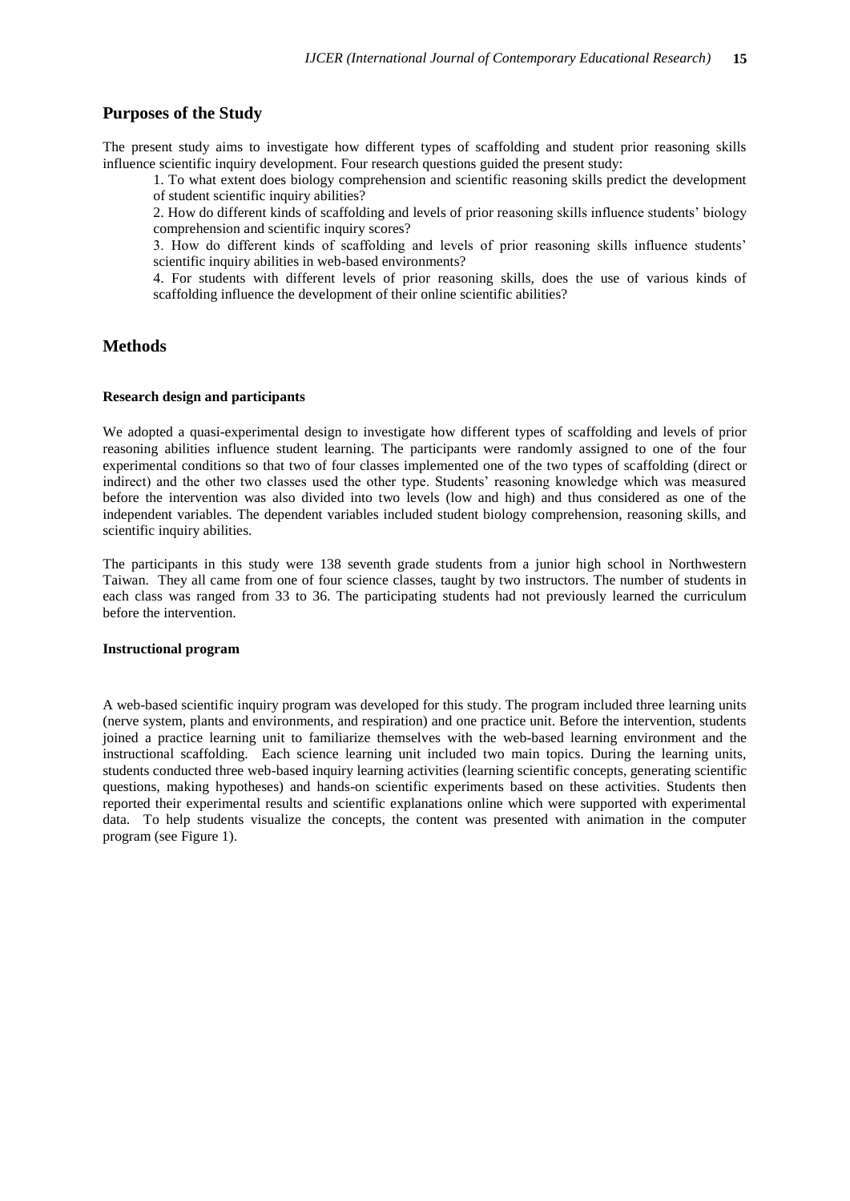## Purposes of the Study

The present study aims to investigate how different types of scaffolding and student prior reasoning skills influence scientific inquiry development. Four research questions guided the present study:

1. To what extent does biology comprehension and scientific reasoning skills predict the development of student scientific inquiry abilities?
2. How do different kinds of scaffolding and levels of prior reasoning skills influence students' biology comprehension and scientific inquiry scores?
3. How do different kinds of scaffolding and levels of prior reasoning skills influence students' scientific inquiry abilities in web-based environments?
4. For students with different levels of prior reasoning skills, does the use of various kinds of scaffolding influence the development of their online scientific abilities?

## Methods

### Research design and participants

We adopted a quasi-experimental design to investigate how different types of scaffolding and levels of prior reasoning abilities influence student learning. The participants were randomly assigned to one of the four experimental conditions so that two of four classes implemented one of the two types of scaffolding (direct or indirect) and the other two classes used the other type. Students' reasoning knowledge which was measured before the intervention was also divided into two levels (low and high) and thus considered as one of the independent variables. The dependent variables included student biology comprehension, reasoning skills, and scientific inquiry abilities.

The participants in this study were 138 seventh grade students from a junior high school in Northwestern Taiwan. They all came from one of four science classes, taught by two instructors. The number of students in each class was ranged from 33 to 36. The participating students had not previously learned the curriculum before the intervention.

### Instructional program

A web-based scientific inquiry program was developed for this study. The program included three learning units (nerve system, plants and environments, and respiration) and one practice unit. Before the intervention, students joined a practice learning unit to familiarize themselves with the web-based learning environment and the instructional scaffolding. Each science learning unit included two main topics. During the learning units, students conducted three web-based inquiry learning activities (learning scientific concepts, generating scientific questions, making hypotheses) and hands-on scientific experiments based on these activities. Students then reported their experimental results and scientific explanations online which were supported with experimental data. To help students visualize the concepts, the content was presented with animation in the computer program (see Figure 1).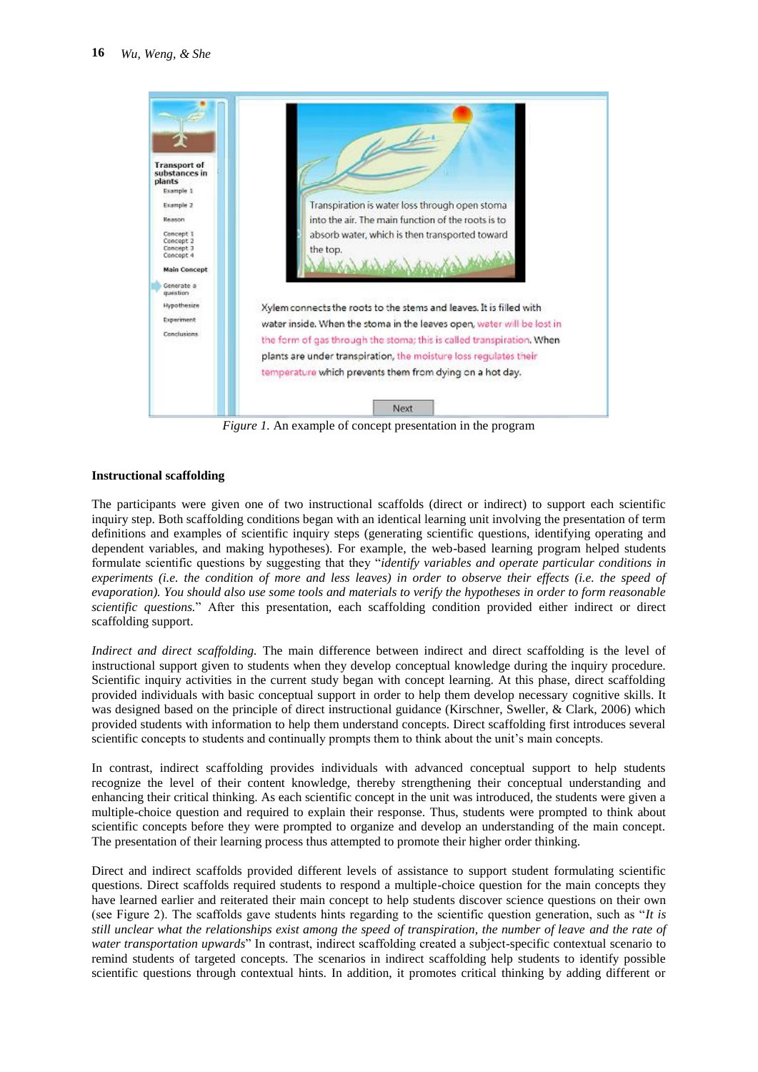*Figure 1.* An example of concept presentation in the program

### Instructional scaffolding

The participants were given one of two instructional scaffolds (direct or indirect) to support each scientific inquiry step. Both scaffolding conditions began with an identical learning unit involving the presentation of term definitions and examples of scientific inquiry steps (generating scientific questions, identifying operating and dependent variables, and making hypotheses). For example, the web-based learning program helped students formulate scientific questions by suggesting that they "*identify variables and operate particular conditions in experiments (i.e. the condition of more and less leaves) in order to observe their effects (i.e. the speed of evaporation). You should also use some tools and materials to verify the hypotheses in order to form reasonable scientific questions.*" After this presentation, each scaffolding condition provided either indirect or direct scaffolding support.

*Indirect and direct scaffolding.* The main difference between indirect and direct scaffolding is the level of instructional support given to students when they develop conceptual knowledge during the inquiry procedure. Scientific inquiry activities in the current study began with concept learning. At this phase, direct scaffolding provided individuals with basic conceptual support in order to help them develop necessary cognitive skills. It was designed based on the principle of direct instructional guidance (Kirschner, Sweller, & Clark, 2006) which provided students with information to help them understand concepts. Direct scaffolding first introduces several scientific concepts to students and continually prompts them to think about the unit's main concepts.

In contrast, indirect scaffolding provides individuals with advanced conceptual support to help students recognize the level of their content knowledge, thereby strengthening their conceptual understanding and enhancing their critical thinking. As each scientific concept in the unit was introduced, the students were given a multiple-choice question and required to explain their response. Thus, students were prompted to think about scientific concepts before they were prompted to organize and develop an understanding of the main concept. The presentation of their learning process thus attempted to promote their higher order thinking.

Direct and indirect scaffolds provided different levels of assistance to support student formulating scientific questions. Direct scaffolds required students to respond a multiple-choice question for the main concepts they have learned earlier and reiterated their main concept to help students discover science questions on their own (see Figure 2). The scaffolds gave students hints regarding to the scientific question generation, such as "*It is still unclear what the relationships exist among the speed of transpiration, the number of leave and the rate of water transportation upwards*" In contrast, indirect scaffolding created a subject-specific contextual scenario to remind students of targeted concepts. The scenarios in indirect scaffolding help students to identify possible scientific questions through contextual hints. In addition, it promotes critical thinking by adding different or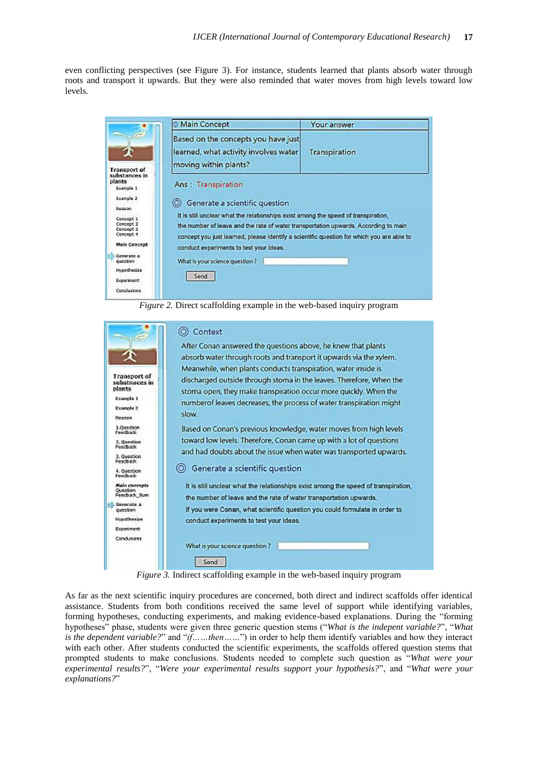even conflicting perspectives (see Figure 3). For instance, students learned that plants absorb water through roots and transport it upwards. But they were also reminded that water moves from high levels toward low levels.

*Figure 2.* Direct scaffolding example in the web-based inquiry program

*Figure 3.* Indirect scaffolding example in the web-based inquiry program

As far as the next scientific inquiry procedures are concerned, both direct and indirect scaffolds offer identical assistance. Students from both conditions received the same level of support while identifying variables, forming hypotheses, conducting experiments, and making evidence-based explanations. During the "forming hypotheses" phase, students were given three generic question stems ("*What is the indepent variable?*", "*What is the dependent variable?*" and "*if……then……*") in order to help them identify variables and how they interact with each other. After students conducted the scientific experiments, the scaffolds offered question stems that prompted students to make conclusions. Students needed to complete such question as "*What were your experimental results?*", "*Were your experimental results support your hypothesis?*", and "*What were your explanations?*"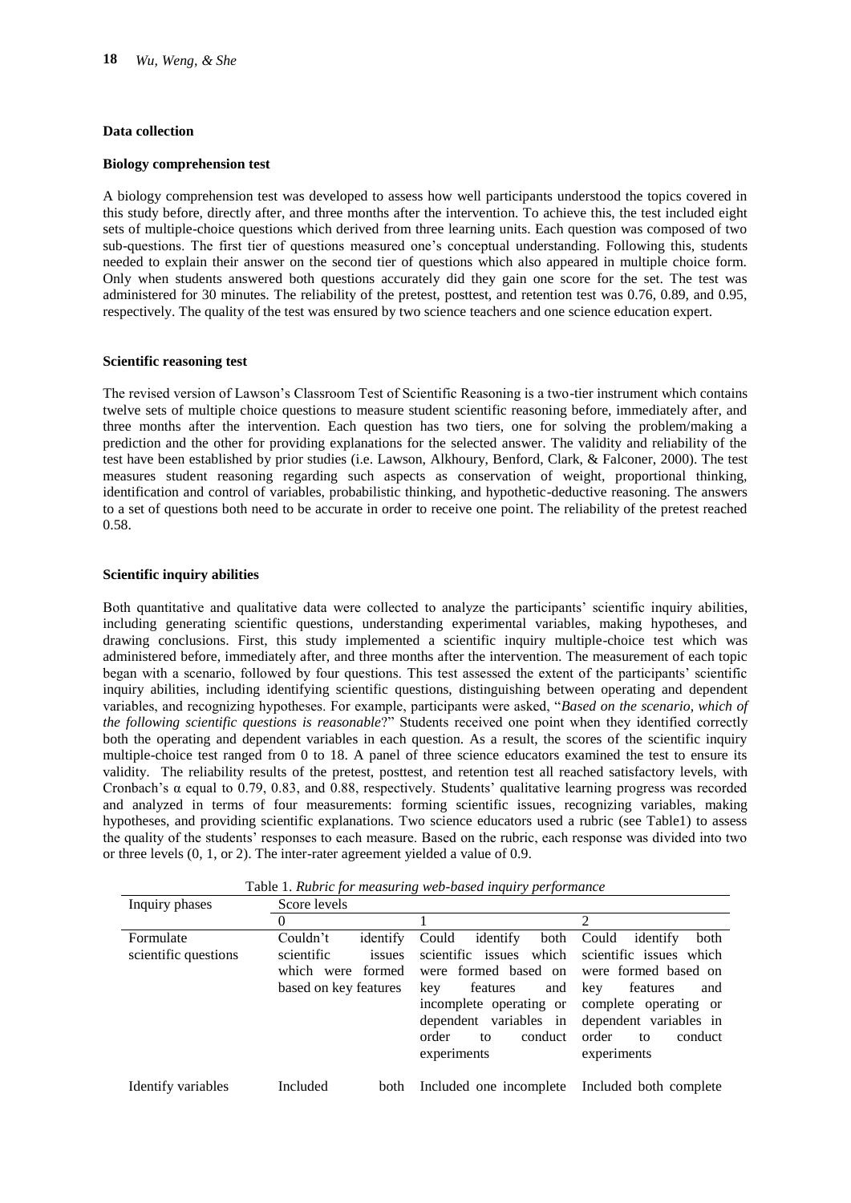### Data collection

#### Biology comprehension test

A biology comprehension test was developed to assess how well participants understood the topics covered in this study before, directly after, and three months after the intervention. To achieve this, the test included eight sets of multiple-choice questions which derived from three learning units. Each question was composed of two sub-questions. The first tier of questions measured one's conceptual understanding. Following this, students needed to explain their answer on the second tier of questions which also appeared in multiple choice form. Only when students answered both questions accurately did they gain one score for the set. The test was administered for 30 minutes. The reliability of the pretest, posttest, and retention test was 0.76, 0.89, and 0.95, respectively. The quality of the test was ensured by two science teachers and one science education expert.

#### Scientific reasoning test

The revised version of Lawson's Classroom Test of Scientific Reasoning is a two-tier instrument which contains twelve sets of multiple choice questions to measure student scientific reasoning before, immediately after, and three months after the intervention. Each question has two tiers, one for solving the problem/making a prediction and the other for providing explanations for the selected answer. The validity and reliability of the test have been established by prior studies (i.e. Lawson, Alkhoury, Benford, Clark, & Falconer, 2000). The test measures student reasoning regarding such aspects as conservation of weight, proportional thinking, identification and control of variables, probabilistic thinking, and hypothetic-deductive reasoning. The answers to a set of questions both need to be accurate in order to receive one point. The reliability of the pretest reached 0.58.

#### Scientific inquiry abilities

Both quantitative and qualitative data were collected to analyze the participants' scientific inquiry abilities, including generating scientific questions, understanding experimental variables, making hypotheses, and drawing conclusions. First, this study implemented a scientific inquiry multiple-choice test which was administered before, immediately after, and three months after the intervention. The measurement of each topic began with a scenario, followed by four questions. This test assessed the extent of the participants' scientific inquiry abilities, including identifying scientific questions, distinguishing between operating and dependent variables, and recognizing hypotheses. For example, participants were asked, "*Based on the scenario, which of the following scientific questions is reasonable*?" Students received one point when they identified correctly both the operating and dependent variables in each question. As a result, the scores of the scientific inquiry multiple-choice test ranged from 0 to 18. A panel of three science educators examined the test to ensure its validity. The reliability results of the pretest, posttest, and retention test all reached satisfactory levels, with Cronbach's α equal to 0.79, 0.83, and 0.88, respectively. Students' qualitative learning progress was recorded and analyzed in terms of four measurements: forming scientific issues, recognizing variables, making hypotheses, and providing scientific explanations. Two science educators used a rubric (see Table1) to assess the quality of the students' responses to each measure. Based on the rubric, each response was divided into two or three levels (0, 1, or 2). The inter-rater agreement yielded a value of 0.9.

Table 1. *Rubric for measuring web-based inquiry performance*

| Inquiry phases | Score levels | | |
|---|---|---|---|
| | 0 | 1 | 2 |
| Formulate scientific questions | Couldn't identify scientific issues which were formed based on key features | Could identify both scientific issues which were formed based on key features and incomplete operating or dependent variables in order to conduct experiments | Could identify both scientific issues which were formed based on key features and complete operating or dependent variables in order to conduct experiments |
| Identify variables | Included both | Included one incomplete | Included both complete |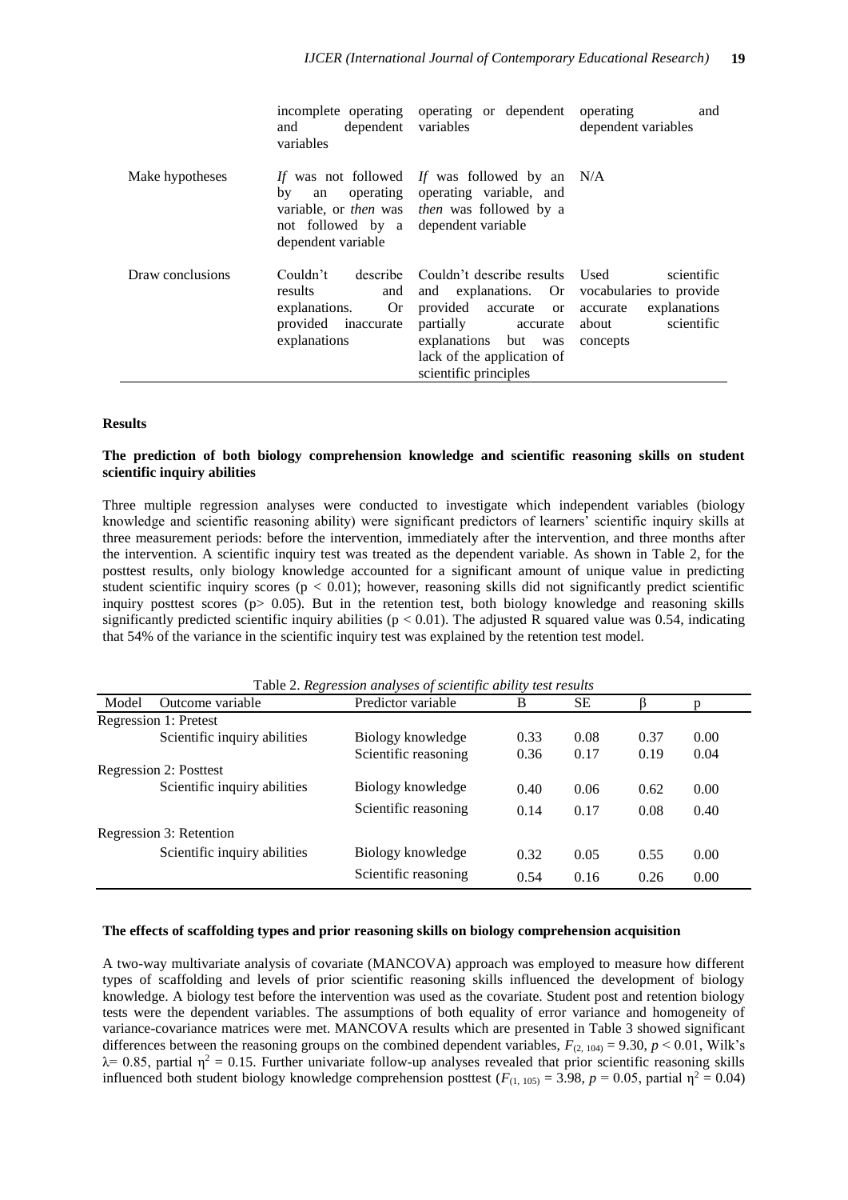| | incomplete operating and dependent variables | operating or dependent variables | operating and dependent variables |
|---|---|---|---|
| Make hypotheses | *If* was not followed by an operating variable, or *then* was not followed by a dependent variable | *If* was followed by an operating variable, and *then* was followed by a dependent variable | N/A |
| Draw conclusions | Couldn't describe results and explanations. Or provided inaccurate explanations | Couldn't describe results and explanations. Or provided accurate or partially accurate explanations but was lack of the application of scientific principles | Used scientific vocabularies to provide accurate explanations about scientific concepts |

## Results

### The prediction of both biology comprehension knowledge and scientific reasoning skills on student scientific inquiry abilities

Three multiple regression analyses were conducted to investigate which independent variables (biology knowledge and scientific reasoning ability) were significant predictors of learners' scientific inquiry skills at three measurement periods: before the intervention, immediately after the intervention, and three months after the intervention. A scientific inquiry test was treated as the dependent variable. As shown in Table 2, for the posttest results, only biology knowledge accounted for a significant amount of unique value in predicting student scientific inquiry scores ($p < 0.01$); however, reasoning skills did not significantly predict scientific inquiry posttest scores ($p > 0.05$). But in the retention test, both biology knowledge and reasoning skills significantly predicted scientific inquiry abilities ($p < 0.01$). The adjusted R squared value was 0.54, indicating that 54% of the variance in the scientific inquiry test was explained by the retention test model.

Table 2. *Regression analyses of scientific ability test results*

| Model | Outcome variable | Predictor variable | B | SE | β | p |
|---|---|---|---|---|---|---|
| Regression 1: Pretest | | | | | | |
| | Scientific inquiry abilities | Biology knowledge | 0.33 | 0.08 | 0.37 | 0.00 |
| | | Scientific reasoning | 0.36 | 0.17 | 0.19 | 0.04 |
| Regression 2: Posttest | | | | | | |
| | Scientific inquiry abilities | Biology knowledge | 0.40 | 0.06 | 0.62 | 0.00 |
| | | Scientific reasoning | 0.14 | 0.17 | 0.08 | 0.40 |
| Regression 3: Retention | | | | | | |
| | Scientific inquiry abilities | Biology knowledge | 0.32 | 0.05 | 0.55 | 0.00 |
| | | Scientific reasoning | 0.54 | 0.16 | 0.26 | 0.00 |

### The effects of scaffolding types and prior reasoning skills on biology comprehension acquisition

A two-way multivariate analysis of covariate (MANCOVA) approach was employed to measure how different types of scaffolding and levels of prior scientific reasoning skills influenced the development of biology knowledge. A biology test before the intervention was used as the covariate. Student post and retention biology tests were the dependent variables. The assumptions of both equality of error variance and homogeneity of variance-covariance matrices were met. MANCOVA results which are presented in Table 3 showed significant differences between the reasoning groups on the combined dependent variables, $F_{(2, 104)} = 9.30$, $p < 0.01$, Wilk's $\lambda = 0.85$, partial $\eta^2 = 0.15$. Further univariate follow-up analyses revealed that prior scientific reasoning skills influenced both student biology knowledge comprehension posttest ($F_{(1, 105)} = 3.98$, $p = 0.05$, partial $\eta^2 = 0.04$)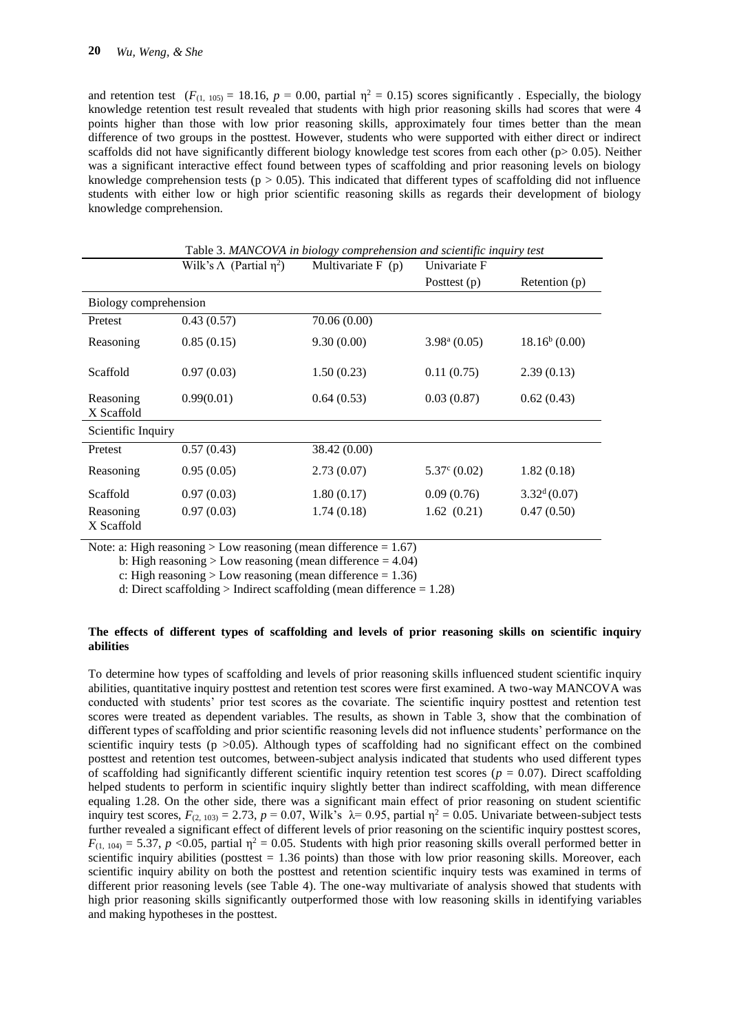and retention test ($F_{(1, 105)} = 18.16$, $p = 0.00$, partial $\eta^2 = 0.15$) scores significantly . Especially, the biology knowledge retention test result revealed that students with high prior reasoning skills had scores that were 4 points higher than those with low prior reasoning skills, approximately four times better than the mean difference of two groups in the posttest. However, students who were supported with either direct or indirect scaffolds did not have significantly different biology knowledge test scores from each other ($p > 0.05$). Neither was a significant interactive effect found between types of scaffolding and prior reasoning levels on biology knowledge comprehension tests ($p > 0.05$). This indicated that different types of scaffolding did not influence students with either low or high prior scientific reasoning skills as regards their development of biology knowledge comprehension.

Table 3. *MANCOVA in biology comprehension and scientific inquiry test*

| | Wilk's Λ (Partial $\eta^2$) | Multivariate F (p) | Univariate F | |
|---|---|---|---|---|
| | | | Posttest (p) | Retention (p) |
| Biology comprehension | | | | |
| Pretest | 0.43 (0.57) | 70.06 (0.00) | | |
| Reasoning | 0.85 (0.15) | 9.30 (0.00) | 3.98[a] (0.05) | 18.16[b] (0.00) |
| Scaffold | 0.97 (0.03) | 1.50 (0.23) | 0.11 (0.75) | 2.39 (0.13) |
| Reasoning X Scaffold | 0.99(0.01) | 0.64 (0.53) | 0.03 (0.87) | 0.62 (0.43) |
| Scientific Inquiry | | | | |
| Pretest | 0.57 (0.43) | 38.42 (0.00) | | |
| Reasoning | 0.95 (0.05) | 2.73 (0.07) | 5.37[c] (0.02) | 1.82 (0.18) |
| Scaffold | 0.97 (0.03) | 1.80 (0.17) | 0.09 (0.76) | 3.32[d] (0.07) |
| Reasoning X Scaffold | 0.97 (0.03) | 1.74 (0.18) | 1.62 (0.21) | 0.47 (0.50) |

Note: a: High reasoning > Low reasoning (mean difference = 1.67)

b: High reasoning > Low reasoning (mean difference = 4.04)

c: High reasoning > Low reasoning (mean difference = 1.36)

d: Direct scaffolding > Indirect scaffolding (mean difference = 1.28)

**The effects of different types of scaffolding and levels of prior reasoning skills on scientific inquiry abilities**

To determine how types of scaffolding and levels of prior reasoning skills influenced student scientific inquiry abilities, quantitative inquiry posttest and retention test scores were first examined. A two-way MANCOVA was conducted with students' prior test scores as the covariate. The scientific inquiry posttest and retention test scores were treated as dependent variables. The results, as shown in Table 3, show that the combination of different types of scaffolding and prior scientific reasoning levels did not influence students' performance on the scientific inquiry tests ($p > 0.05$). Although types of scaffolding had no significant effect on the combined posttest and retention test outcomes, between-subject analysis indicated that students who used different types of scaffolding had significantly different scientific inquiry retention test scores ($p = 0.07$). Direct scaffolding helped students to perform in scientific inquiry slightly better than indirect scaffolding, with mean difference equaling 1.28. On the other side, there was a significant main effect of prior reasoning on student scientific inquiry test scores, $F_{(2, 103)} = 2.73$, $p = 0.07$, Wilk's $\lambda = 0.95$, partial $\eta^2 = 0.05$. Univariate between-subject tests further revealed a significant effect of different levels of prior reasoning on the scientific inquiry posttest scores, $F_{(1, 104)} = 5.37$, $p < 0.05$, partial $\eta^2 = 0.05$. Students with high prior reasoning skills overall performed better in scientific inquiry abilities (posttest = 1.36 points) than those with low prior reasoning skills. Moreover, each scientific inquiry ability on both the posttest and retention scientific inquiry tests was examined in terms of different prior reasoning levels (see Table 4). The one-way multivariate of analysis showed that students with high prior reasoning skills significantly outperformed those with low reasoning skills in identifying variables and making hypotheses in the posttest.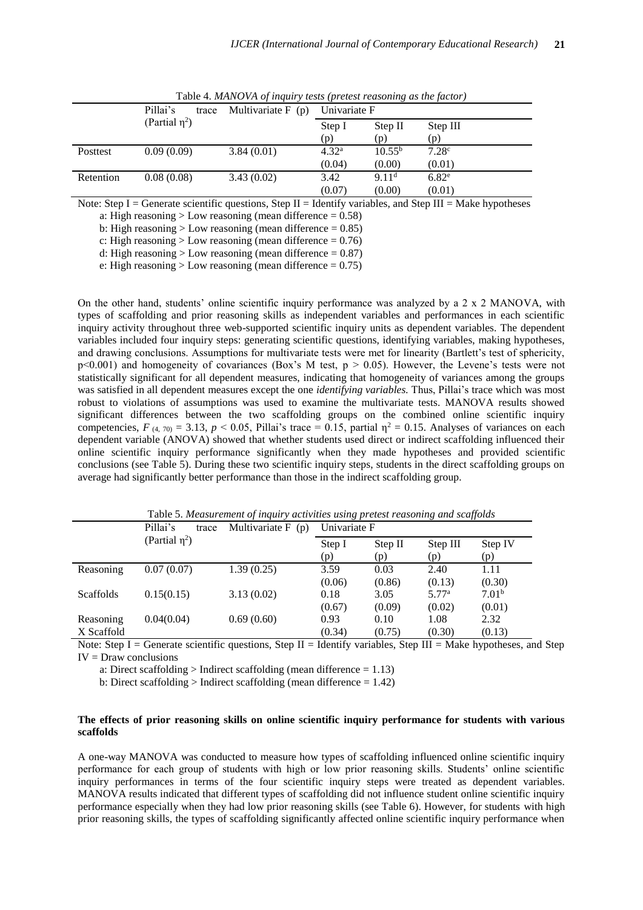Table 4. *MANOVA of inquiry tests (pretest reasoning as the factor)*

| | Pillai's trace (Partial $\eta^2$) | Multivariate F (p) | Univariate F | | |
|---|---|---|---|---|---|
| | | | Step I (p) | Step II (p) | Step III (p) |
| Posttest | 0.09 (0.09) | 3.84 (0.01) | 4.32[a] (0.04) | 10.55[b] (0.00) | 7.28[c] (0.01) |
| Retention | 0.08 (0.08) | 3.43 (0.02) | 3.42 (0.07) | 9.11[d] (0.00) | 6.82[e] (0.01) |

Note: Step I = Generate scientific questions, Step II = Identify variables, and Step III = Make hypotheses

a: High reasoning > Low reasoning (mean difference = 0.58)

b: High reasoning > Low reasoning (mean difference = 0.85)

c: High reasoning > Low reasoning (mean difference = 0.76)

d: High reasoning > Low reasoning (mean difference = 0.87)

e: High reasoning > Low reasoning (mean difference = 0.75)

On the other hand, students' online scientific inquiry performance was analyzed by a 2 x 2 MANOVA, with types of scaffolding and prior reasoning skills as independent variables and performances in each scientific inquiry activity throughout three web-supported scientific inquiry units as dependent variables. The dependent variables included four inquiry steps: generating scientific questions, identifying variables, making hypotheses, and drawing conclusions. Assumptions for multivariate tests were met for linearity (Bartlett's test of sphericity, $p<0.001$) and homogeneity of covariances (Box's M test, $p > 0.05$). However, the Levene's tests were not statistically significant for all dependent measures, indicating that homogeneity of variances among the groups was satisfied in all dependent measures except the one *identifying variables.* Thus, Pillai's trace which was most robust to violations of assumptions was used to examine the multivariate tests. MANOVA results showed significant differences between the two scaffolding groups on the combined online scientific inquiry competencies, $F_{(4, 70)} = 3.13$, $p < 0.05$, Pillai's trace = 0.15, partial $\eta^2 = 0.15$. Analyses of variances on each dependent variable (ANOVA) showed that whether students used direct or indirect scaffolding influenced their online scientific inquiry performance significantly when they made hypotheses and provided scientific conclusions (see Table 5). During these two scientific inquiry steps, students in the direct scaffolding groups on average had significantly better performance than those in the indirect scaffolding group.

Table 5. *Measurement of inquiry activities using pretest reasoning and scaffolds*

| | Pillai's trace (Partial $\eta^2$) | Multivariate F (p) | Univariate F | | | |
|---|---|---|---|---|---|---|
| | | | Step I (p) | Step II (p) | Step III (p) | Step IV (p) |
| Reasoning | 0.07 (0.07) | 1.39 (0.25) | 3.59 (0.06) | 0.03 (0.86) | 2.40 (0.13) | 1.11 (0.30) |
| Scaffolds | 0.15(0.15) | 3.13 (0.02) | 0.18 (0.67) | 3.05 (0.09) | 5.77[a] (0.02) | 7.01[b] (0.01) |
| Reasoning X Scaffold | 0.04(0.04) | 0.69 (0.60) | 0.93 (0.34) | 0.10 (0.75) | 1.08 (0.30) | 2.32 (0.13) |

Note: Step I = Generate scientific questions, Step II = Identify variables, Step III = Make hypotheses, and Step IV = Draw conclusions

a: Direct scaffolding > Indirect scaffolding (mean difference = 1.13)

b: Direct scaffolding > Indirect scaffolding (mean difference = 1.42)

### The effects of prior reasoning skills on online scientific inquiry performance for students with various scaffolds

A one-way MANOVA was conducted to measure how types of scaffolding influenced online scientific inquiry performance for each group of students with high or low prior reasoning skills. Students' online scientific inquiry performances in terms of the four scientific inquiry steps were treated as dependent variables. MANOVA results indicated that different types of scaffolding did not influence student online scientific inquiry performance especially when they had low prior reasoning skills (see Table 6). However, for students with high prior reasoning skills, the types of scaffolding significantly affected online scientific inquiry performance when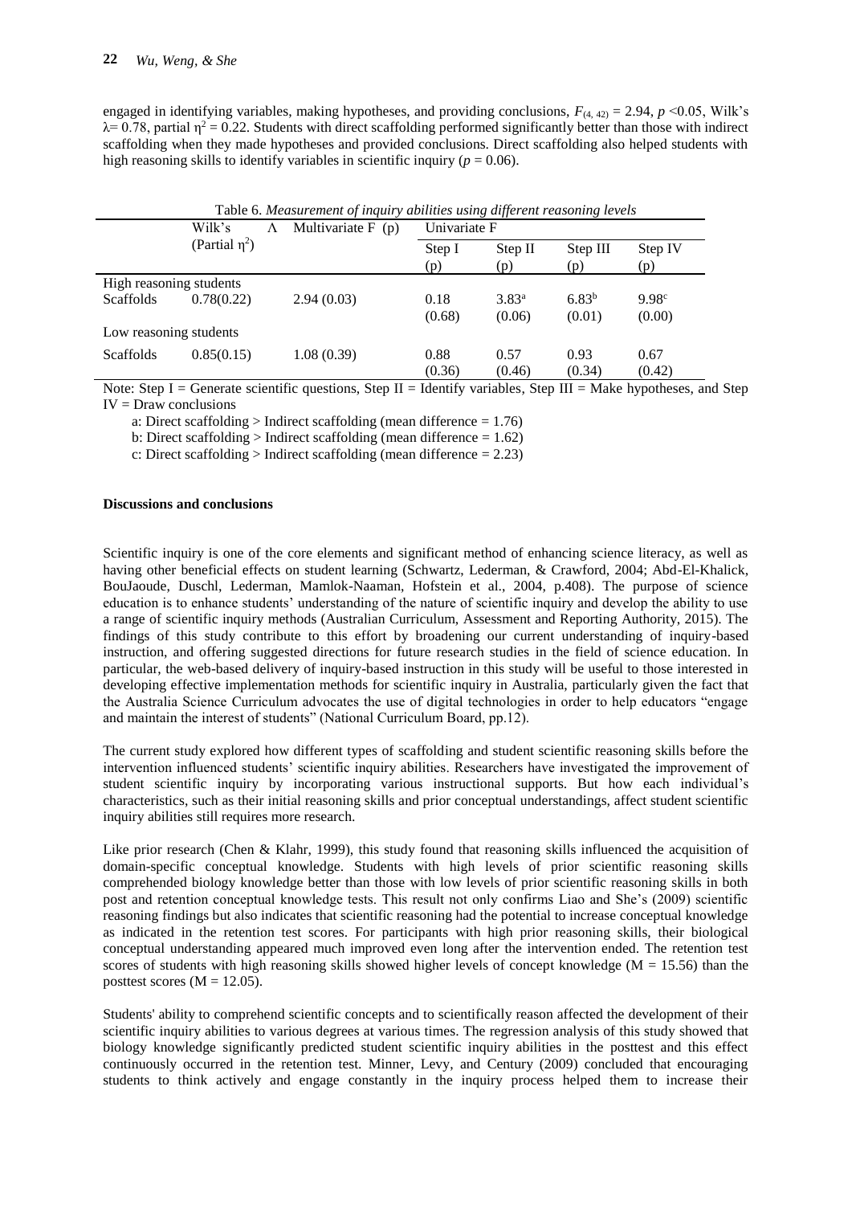engaged in identifying variables, making hypotheses, and providing conclusions, $F_{(4, 42)} = 2.94$, $p < 0.05$, Wilk's $\lambda = 0.78$, partial $\eta^2 = 0.22$. Students with direct scaffolding performed significantly better than those with indirect scaffolding when they made hypotheses and provided conclusions. Direct scaffolding also helped students with high reasoning skills to identify variables in scientific inquiry ($p = 0.06$).

Table 6. *Measurement of inquiry abilities using different reasoning levels*

| | Wilk's Λ (Partial $\eta^2$) | Multivariate F (p) | Univariate F | | | |
|---|---|---|---|---|---|---|
| | | | Step I (p) | Step II (p) | Step III (p) | Step IV (p) |
| High reasoning students | | | | | | |
| Scaffolds | 0.78(0.22) | 2.94 (0.03) | 0.18 (0.68) | 3.83[a] (0.06) | 6.83[b] (0.01) | 9.98[c] (0.00) |
| Low reasoning students | | | | | | |
| Scaffolds | 0.85(0.15) | 1.08 (0.39) | 0.88 (0.36) | 0.57 (0.46) | 0.93 (0.34) | 0.67 (0.42) |

Note: Step I = Generate scientific questions, Step II = Identify variables, Step III = Make hypotheses, and Step IV = Draw conclusions

a: Direct scaffolding > Indirect scaffolding (mean difference = 1.76)

b: Direct scaffolding > Indirect scaffolding (mean difference = 1.62)

c: Direct scaffolding > Indirect scaffolding (mean difference = 2.23)

**Discussions and conclusions**

Scientific inquiry is one of the core elements and significant method of enhancing science literacy, as well as having other beneficial effects on student learning (Schwartz, Lederman, & Crawford, 2004; Abd-El-Khalick, BouJaoude, Duschl, Lederman, Mamlok-Naaman, Hofstein et al., 2004, p.408). The purpose of science education is to enhance students' understanding of the nature of scientific inquiry and develop the ability to use a range of scientific inquiry methods (Australian Curriculum, Assessment and Reporting Authority, 2015). The findings of this study contribute to this effort by broadening our current understanding of inquiry-based instruction, and offering suggested directions for future research studies in the field of science education. In particular, the web-based delivery of inquiry-based instruction in this study will be useful to those interested in developing effective implementation methods for scientific inquiry in Australia, particularly given the fact that the Australia Science Curriculum advocates the use of digital technologies in order to help educators "engage and maintain the interest of students" (National Curriculum Board, pp.12).

The current study explored how different types of scaffolding and student scientific reasoning skills before the intervention influenced students' scientific inquiry abilities. Researchers have investigated the improvement of student scientific inquiry by incorporating various instructional supports. But how each individual's characteristics, such as their initial reasoning skills and prior conceptual understandings, affect student scientific inquiry abilities still requires more research.

Like prior research (Chen & Klahr, 1999), this study found that reasoning skills influenced the acquisition of domain-specific conceptual knowledge. Students with high levels of prior scientific reasoning skills comprehended biology knowledge better than those with low levels of prior scientific reasoning skills in both post and retention conceptual knowledge tests. This result not only confirms Liao and She's (2009) scientific reasoning findings but also indicates that scientific reasoning had the potential to increase conceptual knowledge as indicated in the retention test scores. For participants with high prior reasoning skills, their biological conceptual understanding appeared much improved even long after the intervention ended. The retention test scores of students with high reasoning skills showed higher levels of concept knowledge (M = 15.56) than the posttest scores (M = 12.05).

Students' ability to comprehend scientific concepts and to scientifically reason affected the development of their scientific inquiry abilities to various degrees at various times. The regression analysis of this study showed that biology knowledge significantly predicted student scientific inquiry abilities in the posttest and this effect continuously occurred in the retention test. Minner, Levy, and Century (2009) concluded that encouraging students to think actively and engage constantly in the inquiry process helped them to increase their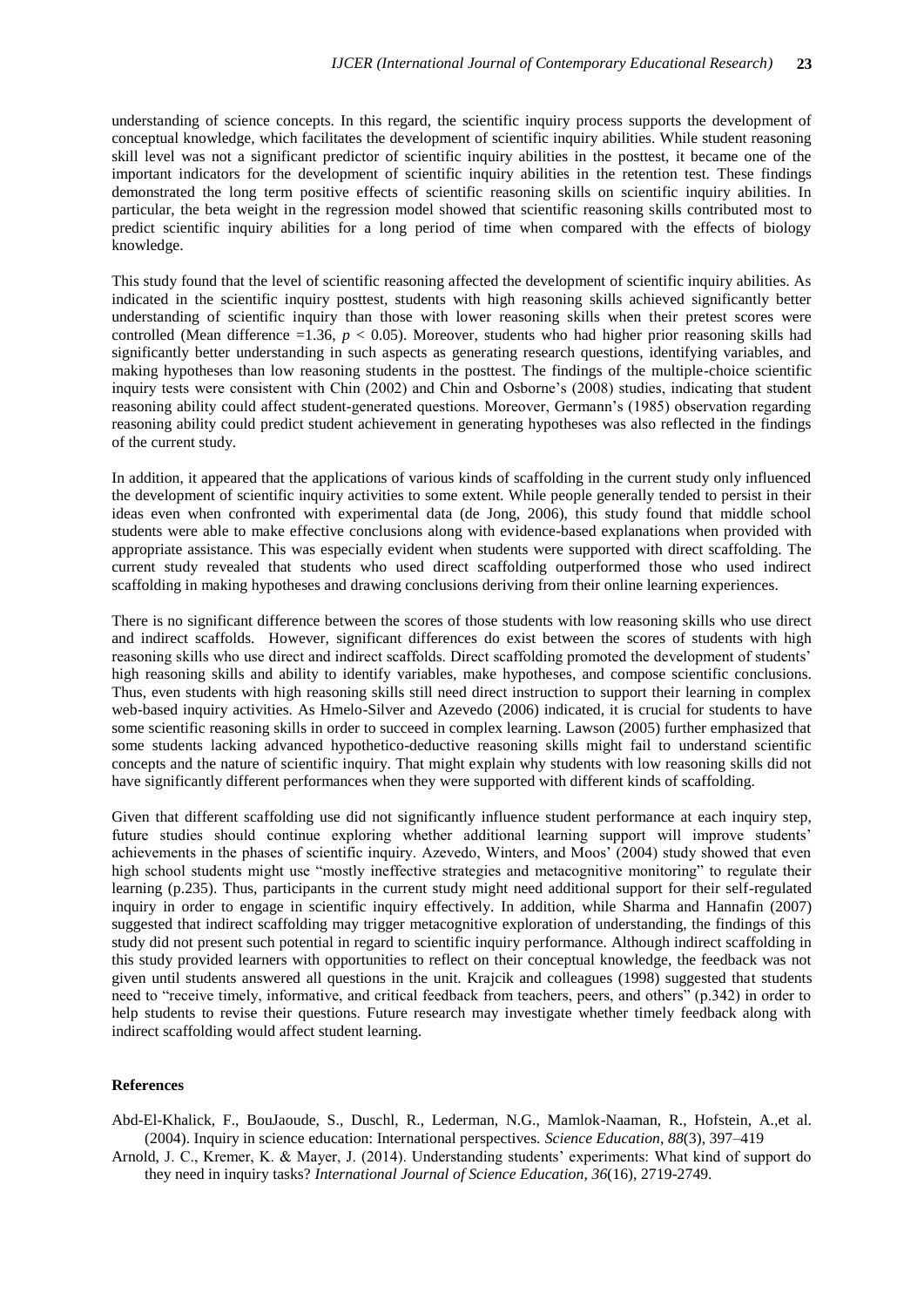understanding of science concepts. In this regard, the scientific inquiry process supports the development of conceptual knowledge, which facilitates the development of scientific inquiry abilities. While student reasoning skill level was not a significant predictor of scientific inquiry abilities in the posttest, it became one of the important indicators for the development of scientific inquiry abilities in the retention test. These findings demonstrated the long term positive effects of scientific reasoning skills on scientific inquiry abilities. In particular, the beta weight in the regression model showed that scientific reasoning skills contributed most to predict scientific inquiry abilities for a long period of time when compared with the effects of biology knowledge.

This study found that the level of scientific reasoning affected the development of scientific inquiry abilities. As indicated in the scientific inquiry posttest, students with high reasoning skills achieved significantly better understanding of scientific inquiry than those with lower reasoning skills when their pretest scores were controlled (Mean difference =1.36, $p < 0.05$). Moreover, students who had higher prior reasoning skills had significantly better understanding in such aspects as generating research questions, identifying variables, and making hypotheses than low reasoning students in the posttest. The findings of the multiple-choice scientific inquiry tests were consistent with Chin (2002) and Chin and Osborne's (2008) studies, indicating that student reasoning ability could affect student-generated questions. Moreover, Germann's (1985) observation regarding reasoning ability could predict student achievement in generating hypotheses was also reflected in the findings of the current study.

In addition, it appeared that the applications of various kinds of scaffolding in the current study only influenced the development of scientific inquiry activities to some extent. While people generally tended to persist in their ideas even when confronted with experimental data (de Jong, 2006), this study found that middle school students were able to make effective conclusions along with evidence-based explanations when provided with appropriate assistance. This was especially evident when students were supported with direct scaffolding. The current study revealed that students who used direct scaffolding outperformed those who used indirect scaffolding in making hypotheses and drawing conclusions deriving from their online learning experiences.

There is no significant difference between the scores of those students with low reasoning skills who use direct and indirect scaffolds. However, significant differences do exist between the scores of students with high reasoning skills who use direct and indirect scaffolds. Direct scaffolding promoted the development of students' high reasoning skills and ability to identify variables, make hypotheses, and compose scientific conclusions. Thus, even students with high reasoning skills still need direct instruction to support their learning in complex web-based inquiry activities. As Hmelo-Silver and Azevedo (2006) indicated, it is crucial for students to have some scientific reasoning skills in order to succeed in complex learning. Lawson (2005) further emphasized that some students lacking advanced hypothetico-deductive reasoning skills might fail to understand scientific concepts and the nature of scientific inquiry. That might explain why students with low reasoning skills did not have significantly different performances when they were supported with different kinds of scaffolding.

Given that different scaffolding use did not significantly influence student performance at each inquiry step, future studies should continue exploring whether additional learning support will improve students' achievements in the phases of scientific inquiry. Azevedo, Winters, and Moos' (2004) study showed that even high school students might use "mostly ineffective strategies and metacognitive monitoring" to regulate their learning (p.235). Thus, participants in the current study might need additional support for their self-regulated inquiry in order to engage in scientific inquiry effectively. In addition, while Sharma and Hannafin (2007) suggested that indirect scaffolding may trigger metacognitive exploration of understanding, the findings of this study did not present such potential in regard to scientific inquiry performance. Although indirect scaffolding in this study provided learners with opportunities to reflect on their conceptual knowledge, the feedback was not given until students answered all questions in the unit. Krajcik and colleagues (1998) suggested that students need to "receive timely, informative, and critical feedback from teachers, peers, and others" (p.342) in order to help students to revise their questions. Future research may investigate whether timely feedback along with indirect scaffolding would affect student learning.

**References**

Abd-El-Khalick, F., BouJaoude, S., Duschl, R., Lederman, N.G., Mamlok-Naaman, R., Hofstein, A.,et al. (2004). Inquiry in science education: International perspectives. *Science Education*, *88*(3), 397–419

Arnold, J. C., Kremer, K. & Mayer, J. (2014). Understanding students' experiments: What kind of support do they need in inquiry tasks? *International Journal of Science Education*, *36*(16), 2719-2749.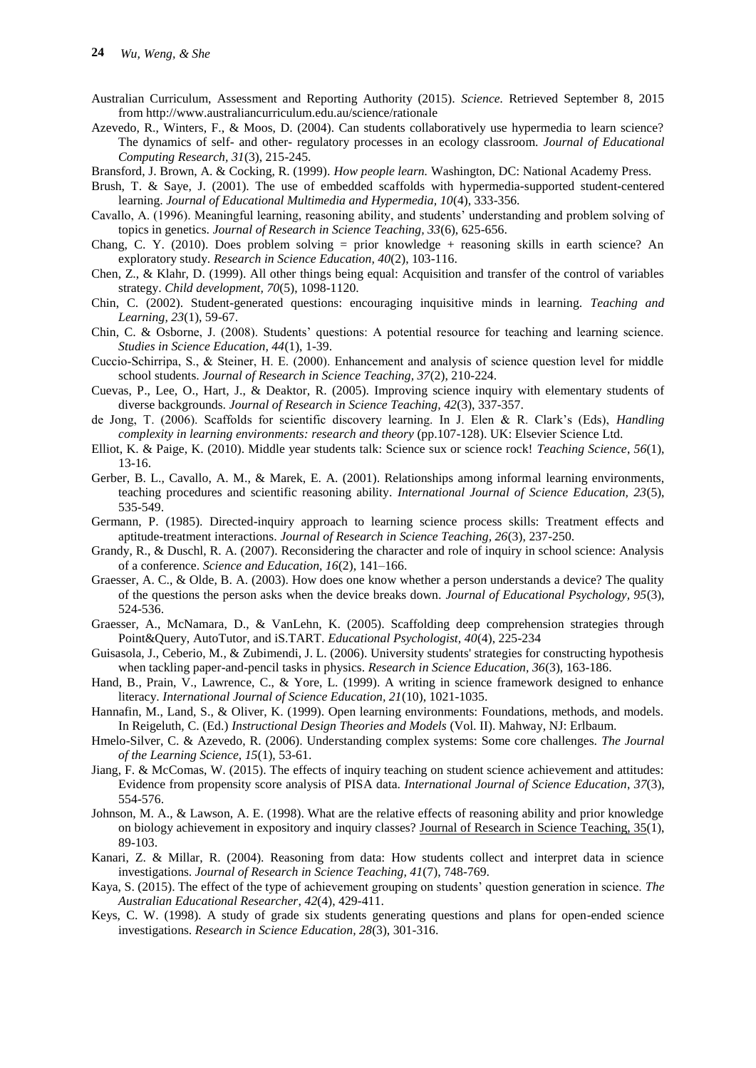Australian Curriculum, Assessment and Reporting Authority (2015). *Science*. Retrieved September 8, 2015 from http://www.australiancurriculum.edu.au/science/rationale

Azevedo, R., Winters, F., & Moos, D. (2004). Can students collaboratively use hypermedia to learn science? The dynamics of self- and other- regulatory processes in an ecology classroom. *Journal of Educational Computing Research, 31*(3), 215-245.

Bransford, J. Brown, A. & Cocking, R. (1999). *How people learn.* Washington, DC: National Academy Press.

Brush, T. & Saye, J. (2001). The use of embedded scaffolds with hypermedia-supported student-centered learning. *Journal of Educational Multimedia and Hypermedia, 10*(4), 333-356.

Cavallo, A. (1996). Meaningful learning, reasoning ability, and students' understanding and problem solving of topics in genetics. *Journal of Research in Science Teaching, 33*(6), 625-656.

Chang, C. Y. (2010). Does problem solving = prior knowledge + reasoning skills in earth science? An exploratory study. *Research in Science Education, 40*(2), 103-116.

Chen, Z., & Klahr, D. (1999). All other things being equal: Acquisition and transfer of the control of variables strategy. *Child development, 70*(5), 1098-1120.

Chin, C. (2002). Student-generated questions: encouraging inquisitive minds in learning. *Teaching and Learning, 23*(1), 59-67.

Chin, C. & Osborne, J. (2008). Students' questions: A potential resource for teaching and learning science. *Studies in Science Education, 44*(1), 1-39.

Cuccio-Schirripa, S., & Steiner, H. E. (2000). Enhancement and analysis of science question level for middle school students. *Journal of Research in Science Teaching, 37*(2), 210-224.

Cuevas, P., Lee, O., Hart, J., & Deaktor, R. (2005). Improving science inquiry with elementary students of diverse backgrounds. *Journal of Research in Science Teaching, 42*(3), 337-357.

de Jong, T. (2006). Scaffolds for scientific discovery learning. In J. Elen & R. Clark's (Eds), *Handling complexity in learning environments: research and theory* (pp.107-128). UK: Elsevier Science Ltd.

Elliot, K. & Paige, K. (2010). Middle year students talk: Science sux or science rock! *Teaching Science, 56*(1), 13-16.

Gerber, B. L., Cavallo, A. M., & Marek, E. A. (2001). Relationships among informal learning environments, teaching procedures and scientific reasoning ability. *International Journal of Science Education, 23*(5), 535-549.

Germann, P. (1985). Directed-inquiry approach to learning science process skills: Treatment effects and aptitude-treatment interactions. *Journal of Research in Science Teaching, 26*(3), 237-250.

Grandy, R., & Duschl, R. A. (2007). Reconsidering the character and role of inquiry in school science: Analysis of a conference. *Science and Education, 16*(2), 141–166.

Graesser, A. C., & Olde, B. A. (2003). How does one know whether a person understands a device? The quality of the questions the person asks when the device breaks down. *Journal of Educational Psychology, 95*(3), 524-536.

Graesser, A., McNamara, D., & VanLehn, K. (2005). Scaffolding deep comprehension strategies through Point&Query, AutoTutor, and iS.TART. *Educational Psychologist, 40*(4), 225-234

Guisasola, J., Ceberio, M., & Zubimendi, J. L. (2006). University students' strategies for constructing hypothesis when tackling paper-and-pencil tasks in physics. *Research in Science Education, 36*(3), 163-186.

Hand, B., Prain, V., Lawrence, C., & Yore, L. (1999). A writing in science framework designed to enhance literacy. *International Journal of Science Education, 21*(10), 1021-1035.

Hannafin, M., Land, S., & Oliver, K. (1999). Open learning environments: Foundations, methods, and models. In Reigeluth, C. (Ed.) *Instructional Design Theories and Models* (Vol. II). Mahway, NJ: Erlbaum.

Hmelo-Silver, C. & Azevedo, R. (2006). Understanding complex systems: Some core challenges. *The Journal of the Learning Science, 15*(1), 53-61.

Jiang, F. & McComas, W. (2015). The effects of inquiry teaching on student science achievement and attitudes: Evidence from propensity score analysis of PISA data. *International Journal of Science Education, 37*(3), 554-576.

Johnson, M. A., & Lawson, A. E. (1998). What are the relative effects of reasoning ability and prior knowledge on biology achievement in expository and inquiry classes? Journal of Research in Science Teaching, 35(1), 89-103.

Kanari, Z. & Millar, R. (2004). Reasoning from data: How students collect and interpret data in science investigations. *Journal of Research in Science Teaching, 41*(7), 748-769.

Kaya, S. (2015). The effect of the type of achievement grouping on students' question generation in science. *The Australian Educational Researcher, 42*(4), 429-411.

Keys, C. W. (1998). A study of grade six students generating questions and plans for open-ended science investigations. *Research in Science Education, 28*(3), 301-316.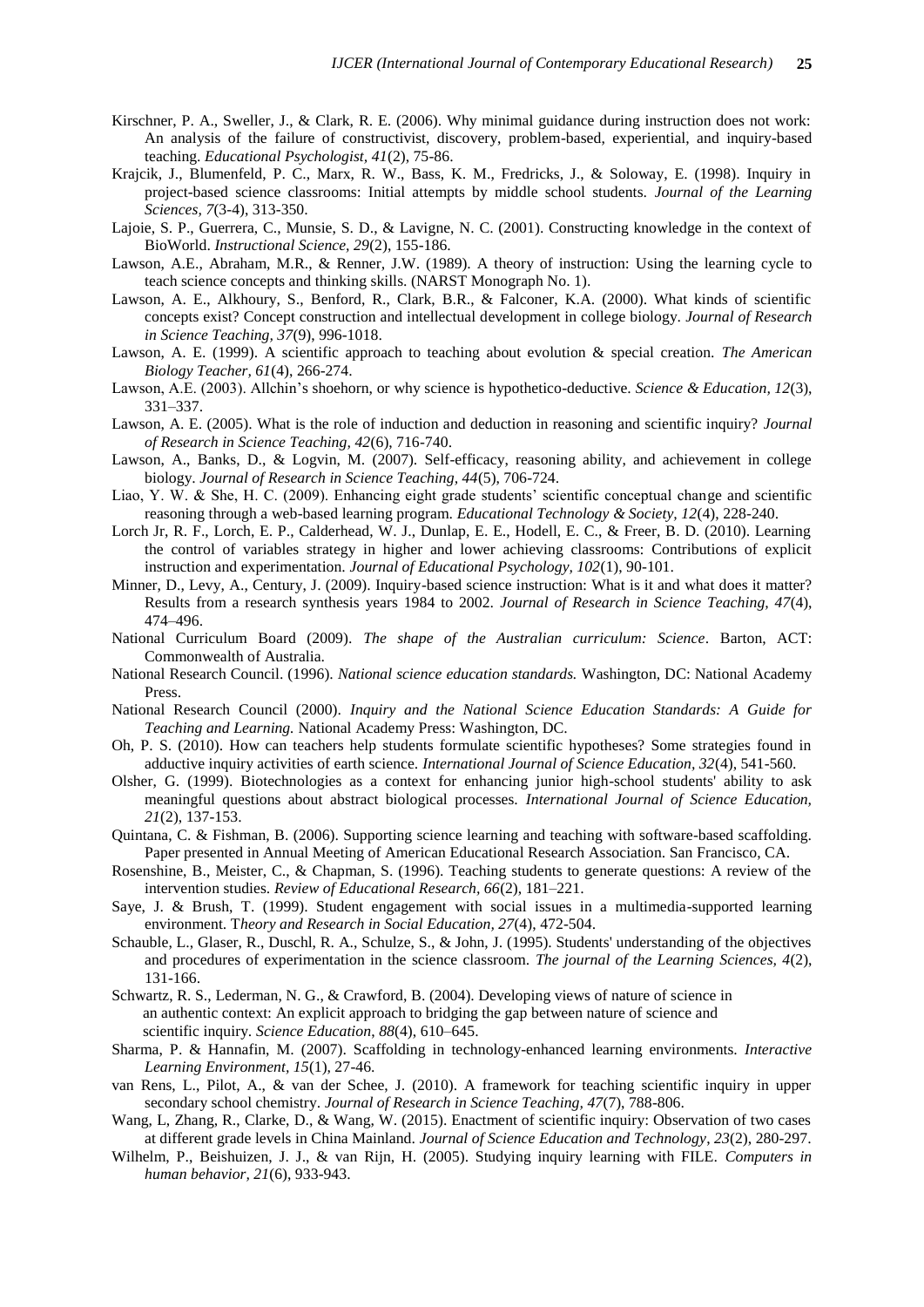Kirschner, P. A., Sweller, J., & Clark, R. E. (2006). Why minimal guidance during instruction does not work: An analysis of the failure of constructivist, discovery, problem-based, experiential, and inquiry-based teaching. *Educational Psychologist, 41*(2), 75-86.

Krajcik, J., Blumenfeld, P. C., Marx, R. W., Bass, K. M., Fredricks, J., & Soloway, E. (1998). Inquiry in project-based science classrooms: Initial attempts by middle school students. *Journal of the Learning Sciences, 7*(3-4), 313-350.

Lajoie, S. P., Guerrera, C., Munsie, S. D., & Lavigne, N. C. (2001). Constructing knowledge in the context of BioWorld. *Instructional Science, 29*(2), 155-186.

Lawson, A.E., Abraham, M.R., & Renner, J.W. (1989). A theory of instruction: Using the learning cycle to teach science concepts and thinking skills. (NARST Monograph No. 1).

Lawson, A. E., Alkhoury, S., Benford, R., Clark, B.R., & Falconer, K.A. (2000). What kinds of scientific concepts exist? Concept construction and intellectual development in college biology. *Journal of Research in Science Teaching, 37*(9), 996-1018.

Lawson, A. E. (1999). A scientific approach to teaching about evolution & special creation. *The American Biology Teacher, 61*(4), 266-274.

Lawson, A.E. (2003). Allchin's shoehorn, or why science is hypothetico-deductive. *Science & Education, 12*(3), 331–337.

Lawson, A. E. (2005). What is the role of induction and deduction in reasoning and scientific inquiry? *Journal of Research in Science Teaching, 42*(6), 716-740.

Lawson, A., Banks, D., & Logvin, M. (2007). Self-efficacy, reasoning ability, and achievement in college biology. *Journal of Research in Science Teaching, 44*(5), 706-724.

Liao, Y. W. & She, H. C. (2009). Enhancing eight grade students' scientific conceptual change and scientific reasoning through a web-based learning program. *Educational Technology & Society, 12*(4), 228-240.

Lorch Jr, R. F., Lorch, E. P., Calderhead, W. J., Dunlap, E. E., Hodell, E. C., & Freer, B. D. (2010). Learning the control of variables strategy in higher and lower achieving classrooms: Contributions of explicit instruction and experimentation. *Journal of Educational Psychology, 102*(1), 90-101.

Minner, D., Levy, A., Century, J. (2009). Inquiry-based science instruction: What is it and what does it matter? Results from a research synthesis years 1984 to 2002. *Journal of Research in Science Teaching, 47*(4), 474–496.

National Curriculum Board (2009). *The shape of the Australian curriculum: Science*. Barton, ACT: Commonwealth of Australia.

National Research Council. (1996). *National science education standards.* Washington, DC: National Academy Press.

National Research Council (2000). *Inquiry and the National Science Education Standards: A Guide for Teaching and Learning.* National Academy Press: Washington, DC.

Oh, P. S. (2010). How can teachers help students formulate scientific hypotheses? Some strategies found in adductive inquiry activities of earth science. *International Journal of Science Education, 32*(4), 541-560.

Olsher, G. (1999). Biotechnologies as a context for enhancing junior high-school students' ability to ask meaningful questions about abstract biological processes. *International Journal of Science Education, 21*(2), 137-153.

Quintana, C. & Fishman, B. (2006). Supporting science learning and teaching with software-based scaffolding. Paper presented in Annual Meeting of American Educational Research Association. San Francisco, CA.

Rosenshine, B., Meister, C., & Chapman, S. (1996). Teaching students to generate questions: A review of the intervention studies. *Review of Educational Research, 66*(2), 181–221.

Saye, J. & Brush, T. (1999). Student engagement with social issues in a multimedia-supported learning environment. T*heory and Research in Social Education, 27*(4), 472-504.

Schauble, L., Glaser, R., Duschl, R. A., Schulze, S., & John, J. (1995). Students' understanding of the objectives and procedures of experimentation in the science classroom. *The journal of the Learning Sciences, 4*(2), 131-166.

Schwartz, R. S., Lederman, N. G., & Crawford, B. (2004). Developing views of nature of science in an authentic context: An explicit approach to bridging the gap between nature of science and scientific inquiry. *Science Education, 88*(4), 610–645.

Sharma, P. & Hannafin, M. (2007). Scaffolding in technology-enhanced learning environments. *Interactive Learning Environment, 15*(1), 27-46.

van Rens, L., Pilot, A., & van der Schee, J. (2010). A framework for teaching scientific inquiry in upper secondary school chemistry. *Journal of Research in Science Teaching, 47*(7), 788-806.

Wang, L, Zhang, R., Clarke, D., & Wang, W. (2015). Enactment of scientific inquiry: Observation of two cases at different grade levels in China Mainland. *Journal of Science Education and Technology, 23*(2), 280-297.

Wilhelm, P., Beishuizen, J. J., & van Rijn, H. (2005). Studying inquiry learning with FILE. *Computers in human behavior, 21*(6), 933-943.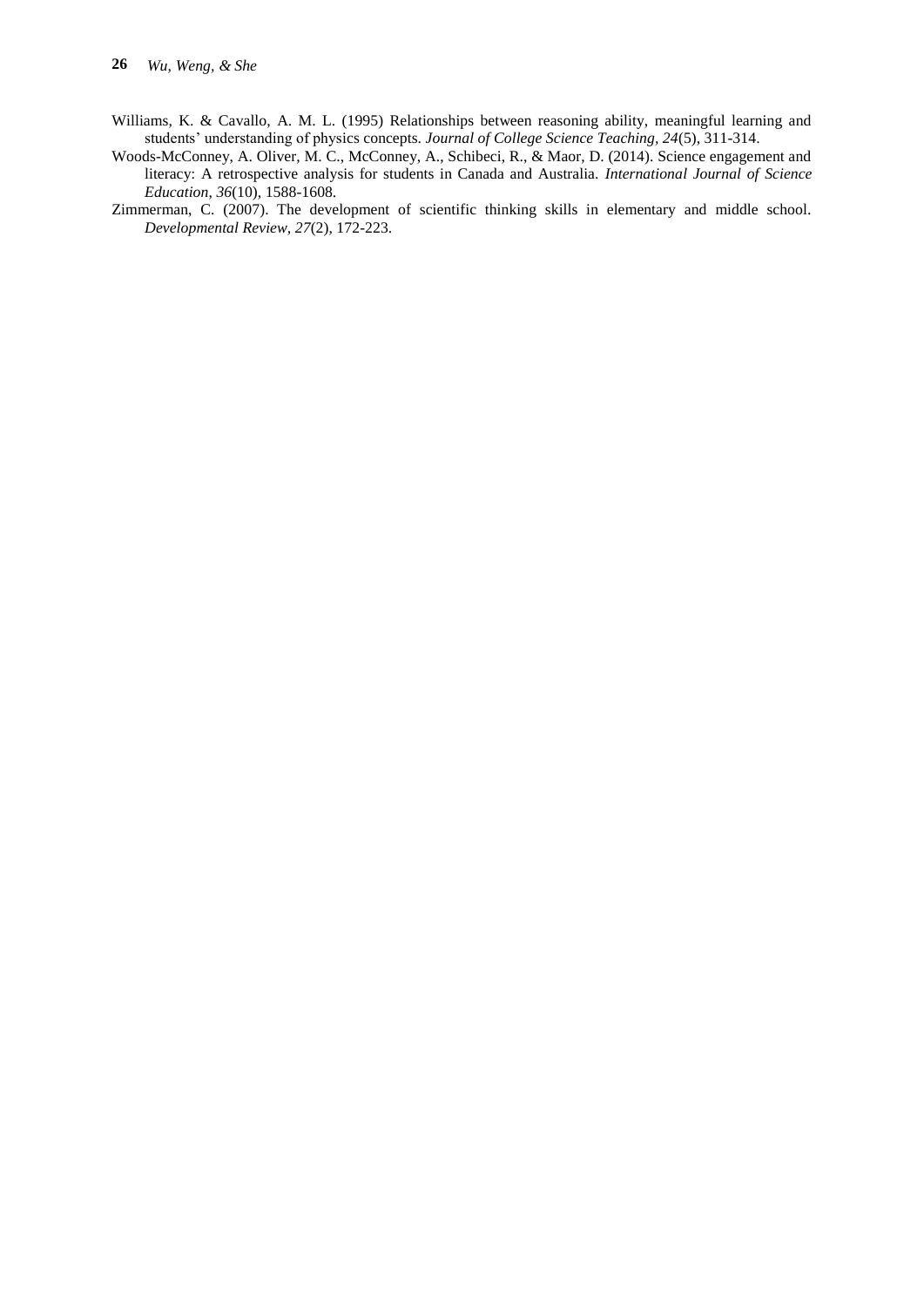Williams, K. & Cavallo, A. M. L. (1995) Relationships between reasoning ability, meaningful learning and students' understanding of physics concepts. *Journal of College Science Teaching, 24*(5), 311-314.

Woods-McConney, A. Oliver, M. C., McConney, A., Schibeci, R., & Maor, D. (2014). Science engagement and literacy: A retrospective analysis for students in Canada and Australia. *International Journal of Science Education, 36*(10), 1588-1608.

Zimmerman, C. (2007). The development of scientific thinking skills in elementary and middle school. *Developmental Review, 27*(2), 172-223.